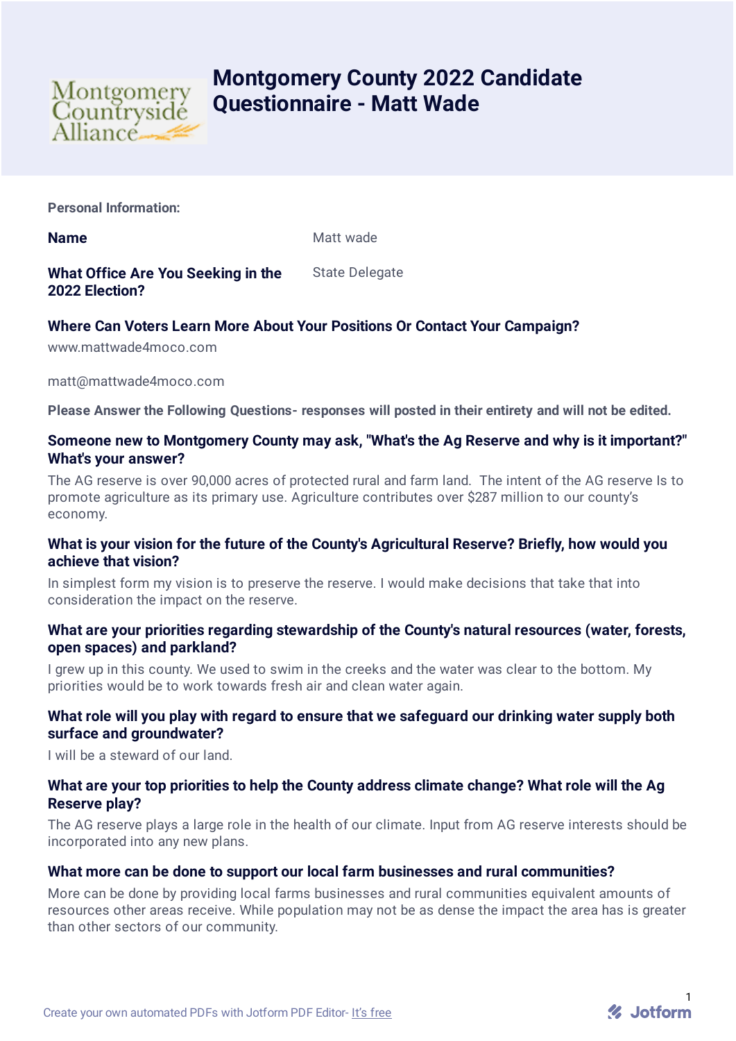# Montgomery County 2022 Candidate Questionnaire - Matt Wade

**Personal Information:**

**Name** Matt wade

**What Office Are You Seeking in the 2022 Election?** State Delegate

**Where Can Voters Learn More About Your Positions Or Contact Your Campaign?**

www.mattwade4moco.com

matt@mattwade4moco.com

**Please Answer the Following Questions- responses will posted in their entirety and will not be edited.**

**Someone new to Montgomery County may ask, "What's the Ag Reserve and why is it important?" What's your answer?**

The AG reserve is over 90,000 acres of protected rural and farm land. The intent of the AG reserve Is to promote agriculture as its primary use. Agriculture contributes over $287 million to our county's economy.

**What is your vision for the future of the County's Agricultural Reserve? Briefly, how would you achieve that vision?**

In simplest form my vision is to preserve the reserve. I would make decisions that take that into consideration the impact on the reserve.

**What are your priorities regarding stewardship of the County's natural resources (water, forests, open spaces) and parkland?**

I grew up in this county. We used to swim in the creeks and the water was clear to the bottom. My priorities would be to work towards fresh air and clean water again.

**What role will you play with regard to ensure that we safeguard our drinking water supply both surface and groundwater?**

I will be a steward of our land.

**What are your top priorities to help the County address climate change? What role will the Ag Reserve play?**

The AG reserve plays a large role in the health of our climate. Input from AG reserve interests should be incorporated into any new plans.

**What more can be done to support our local farm businesses and rural communities?**

More can be done by providing local farms businesses and rural communities equivalent amounts of resources other areas receive. While population may not be as dense the impact the area has is greater than other sectors of our community.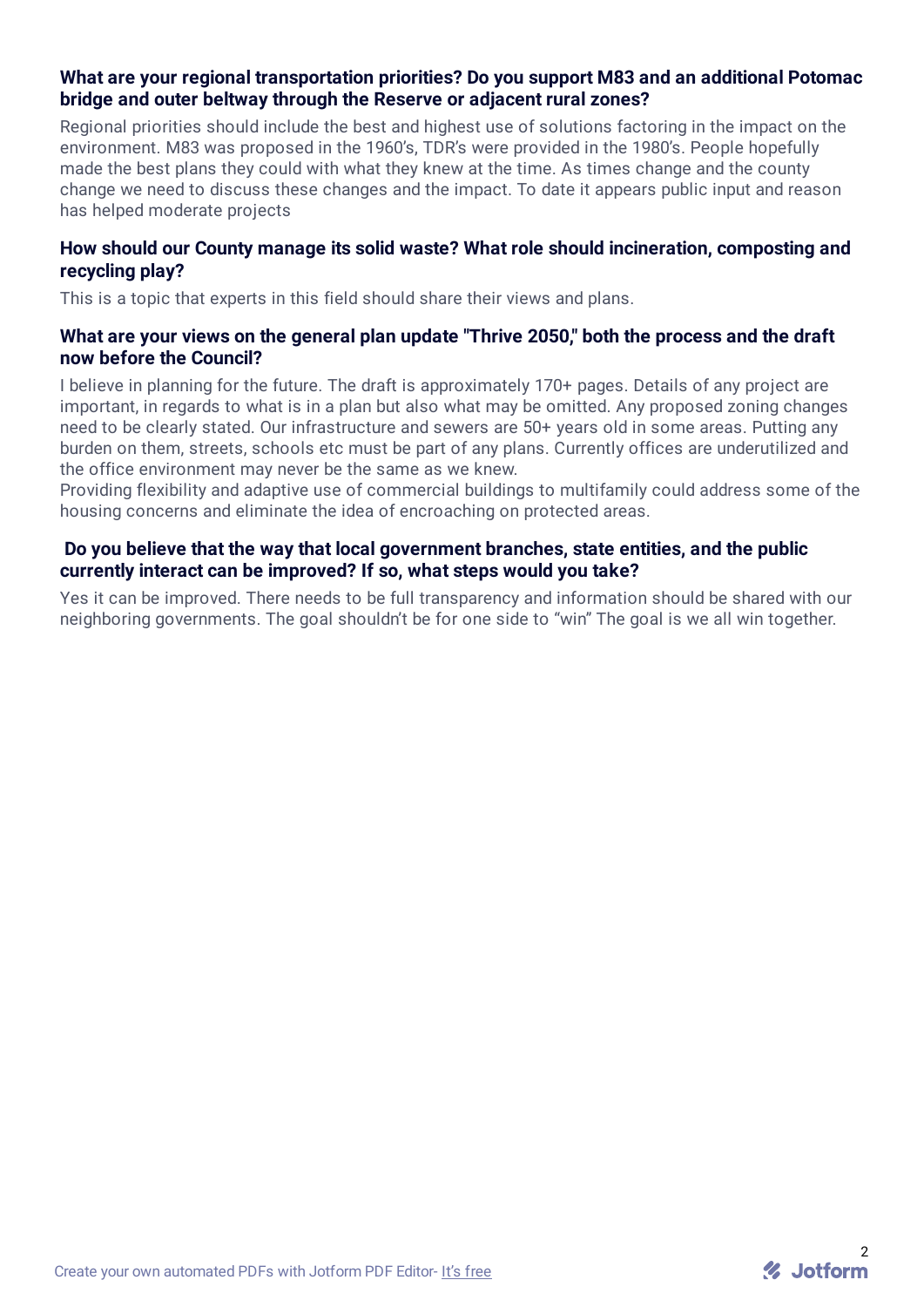**What are your regional transportation priorities? Do you support M83 and an additional Potomac bridge and outer beltway through the Reserve or adjacent rural zones?**

Regional priorities should include the best and highest use of solutions factoring in the impact on the environment. M83 was proposed in the 1960's, TDR's were provided in the 1980's. People hopefully made the best plans they could with what they knew at the time. As times change and the county change we need to discuss these changes and the impact. To date it appears public input and reason has helped moderate projects

**How should our County manage its solid waste? What role should incineration, composting and recycling play?**

This is a topic that experts in this field should share their views and plans.

**What are your views on the general plan update "Thrive 2050," both the process and the draft now before the Council?**

I believe in planning for the future. The draft is approximately 170+ pages. Details of any project are important, in regards to what is in a plan but also what may be omitted. Any proposed zoning changes need to be clearly stated. Our infrastructure and sewers are 50+ years old in some areas. Putting any burden on them, streets, schools etc must be part of any plans. Currently offices are underutilized and the office environment may never be the same as we knew.
Providing flexibility and adaptive use of commercial buildings to multifamily could address some of the housing concerns and eliminate the idea of encroaching on protected areas.

**Do you believe that the way that local government branches, state entities, and the public currently interact can be improved? If so, what steps would you take?**

Yes it can be improved. There needs to be full transparency and information should be shared with our neighboring governments. The goal shouldn't be for one side to "win" The goal is we all win together.

Create your own automated PDFs with Jotform PDF Editor- It's free